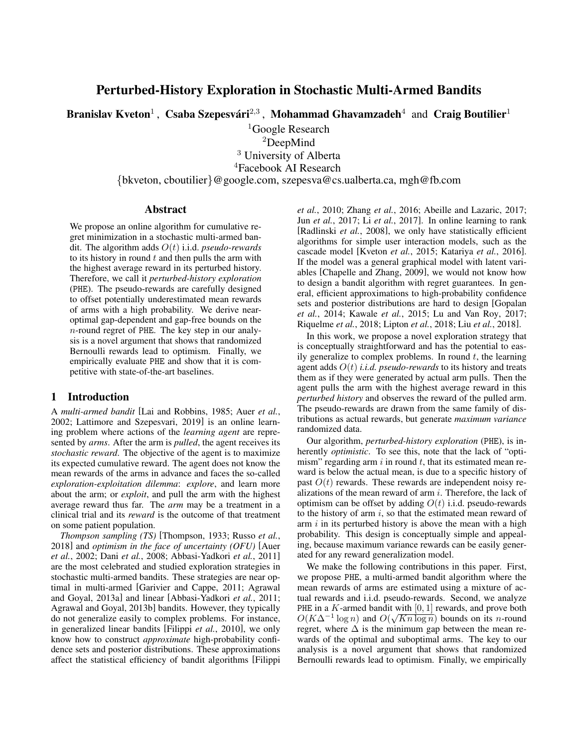# Perturbed-History Exploration in Stochastic Multi-Armed Bandits

**Branislav Kveton**[1], **Csaba Szepesvári**[2,3], **Mohammad Ghavamzadeh**[4] and **Craig Boutilier**[1]

[1]Google Research
[2]DeepMind
[3] University of Alberta
[4]Facebook AI Research

{bkveton, cboutilier}@google.com, szepesva@cs.ualberta.ca, mgh@fb.com

## Abstract

We propose an online algorithm for cumulative regret minimization in a stochastic multi-armed bandit. The algorithm adds $O(t)$ i.i.d. *pseudo-rewards* to its history in round $t$ and then pulls the arm with the highest average reward in its perturbed history. Therefore, we call it *perturbed-history exploration* (PHE). The pseudo-rewards are carefully designed to offset potentially underestimated mean rewards of arms with a high probability. We derive near-optimal gap-dependent and gap-free bounds on the $n$-round regret of PHE. The key step in our analysis is a novel argument that shows that randomized Bernoulli rewards lead to optimism. Finally, we empirically evaluate PHE and show that it is competitive with state-of-the-art baselines.

## 1 Introduction

A *multi-armed bandit* [Lai and Robbins, 1985; Auer *et al.*, 2002; Lattimore and Szepesvari, 2019] is an online learning problem where actions of the *learning agent* are represented by *arms*. After the arm is *pulled*, the agent receives its *stochastic reward*. The objective of the agent is to maximize its expected cumulative reward. The agent does not know the mean rewards of the arms in advance and faces the so-called *exploration-exploitation dilemma*: *explore*, and learn more about the arm; or *exploit*, and pull the arm with the highest average reward thus far. The *arm* may be a treatment in a clinical trial and its *reward* is the outcome of that treatment on some patient population.

*Thompson sampling (TS)* [Thompson, 1933; Russo *et al.*, 2018] and *optimism in the face of uncertainty (OFU)* [Auer *et al.*, 2002; Dani *et al.*, 2008; Abbasi-Yadkori *et al.*, 2011] are the most celebrated and studied exploration strategies in stochastic multi-armed bandits. These strategies are near optimal in multi-armed [Garivier and Cappe, 2011; Agrawal and Goyal, 2013a] and linear [Abbasi-Yadkori *et al.*, 2011; Agrawal and Goyal, 2013b] bandits. However, they typically do not generalize easily to complex problems. For instance, in generalized linear bandits [Filippi *et al.*, 2010], we only know how to construct *approximate* high-probability confidence sets and posterior distributions. These approximations affect the statistical efficiency of bandit algorithms [Filippi *et al.*, 2010; Zhang *et al.*, 2016; Abeille and Lazaric, 2017; Jun *et al.*, 2017; Li *et al.*, 2017]. In online learning to rank [Radlinski *et al.*, 2008], we only have statistically efficient algorithms for simple user interaction models, such as the cascade model [Kveton *et al.*, 2015; Katariya *et al.*, 2016]. If the model was a general graphical model with latent variables [Chapelle and Zhang, 2009], we would not know how to design a bandit algorithm with regret guarantees. In general, efficient approximations to high-probability confidence sets and posterior distributions are hard to design [Gopalan *et al.*, 2014; Kawale *et al.*, 2015; Lu and Van Roy, 2017; Riquelme *et al.*, 2018; Lipton *et al.*, 2018; Liu *et al.*, 2018].

In this work, we propose a novel exploration strategy that is conceptually straightforward and has the potential to easily generalize to complex problems. In round $t$, the learning agent adds $O(t)$ *i.i.d. pseudo-rewards* to its history and treats them as if they were generated by actual arm pulls. Then the agent pulls the arm with the highest average reward in this *perturbed history* and observes the reward of the pulled arm. The pseudo-rewards are drawn from the same family of distributions as actual rewards, but generate *maximum variance* randomized data.

Our algorithm, *perturbed-history exploration* (PHE), is inherently *optimistic*. To see this, note that the lack of "optimism" regarding arm $i$ in round $t$, that its estimated mean reward is below the actual mean, is due to a specific history of past $O(t)$ rewards. These rewards are independent noisy realizations of the mean reward of arm $i$. Therefore, the lack of optimism can be offset by adding $O(t)$ i.i.d. pseudo-rewards to the history of arm $i$, so that the estimated mean reward of arm $i$ in its perturbed history is above the mean with a high probability. This design is conceptually simple and appealing, because maximum variance rewards can be easily generated for any reward generalization model.

We make the following contributions in this paper. First, we propose PHE, a multi-armed bandit algorithm where the mean rewards of arms are estimated using a mixture of actual rewards and i.i.d. pseudo-rewards. Second, we analyze PHE in a $K$-armed bandit with $[0, 1]$ rewards, and prove both $O(K\Delta^{-1} \log n)$ and $O(\sqrt{Kn \log n})$ bounds on its $n$-round regret, where $\Delta$ is the minimum gap between the mean rewards of the optimal and suboptimal arms. The key to our analysis is a novel argument that shows that randomized Bernoulli rewards lead to optimism. Finally, we empirically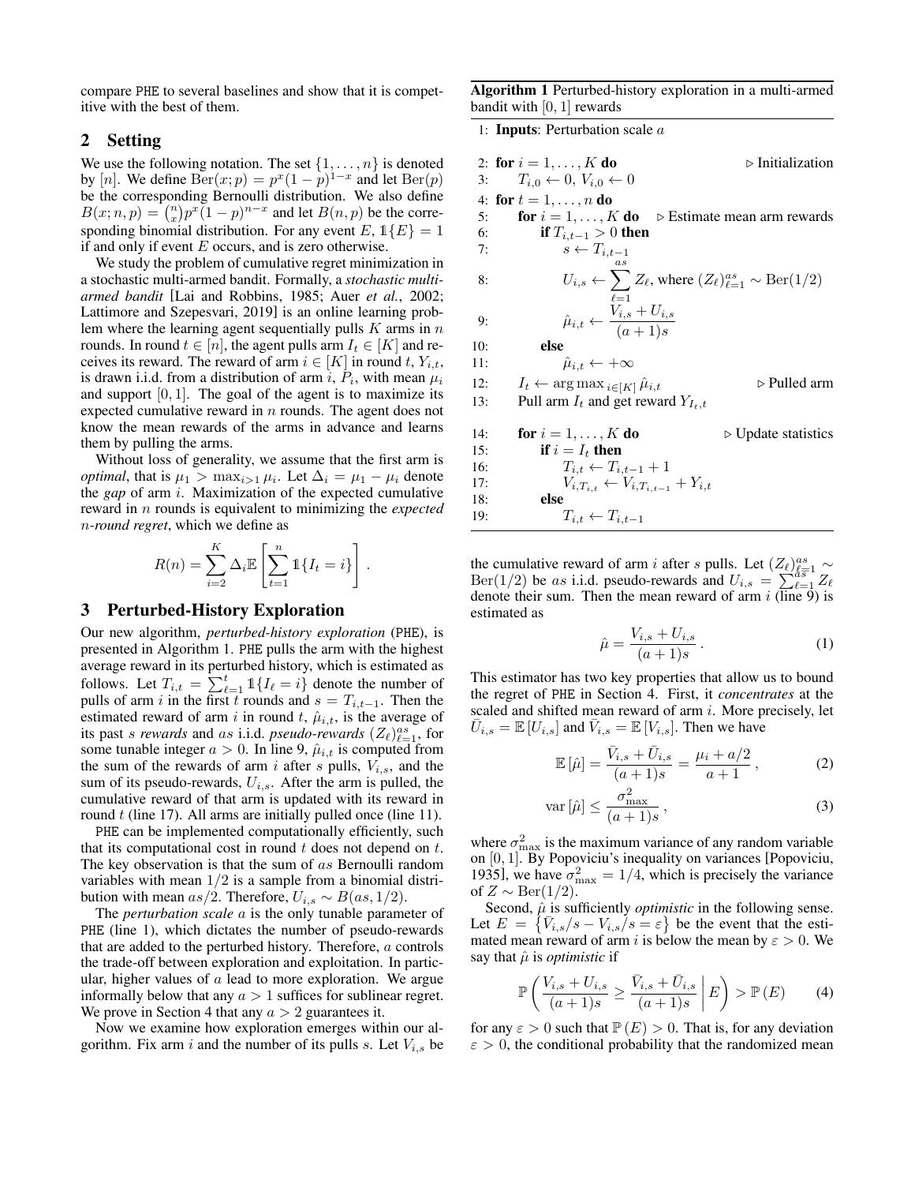compare PHE to several baselines and show that it is competitive with the best of them.

## 2 Setting

We use the following notation. The set $\{1, \dots, n\}$ is denoted by $[n]$. We define $\mathrm{Ber}(x; p) = p^x(1-p)^{1-x}$ and let $\mathrm{Ber}(p)$ be the corresponding Bernoulli distribution. We also define $B(x; n, p) = \binom{n}{x} p^x (1-p)^{n-x}$ and let $B(n, p)$ be the corresponding binomial distribution. For any event $E$, $\mathbb{1}\{E\} = 1$ if and only if event $E$ occurs, and is zero otherwise.

We study the problem of cumulative regret minimization in a stochastic multi-armed bandit. Formally, a *stochastic multi-armed bandit* [Lai and Robbins, 1985; Auer *et al.*, 2002; Lattimore and Szepesvari, 2019] is an online learning problem where the learning agent sequentially pulls $K$ arms in $n$ rounds. In round $t \in [n]$, the agent pulls arm $I_t \in [K]$ and receives its reward. The reward of arm $i \in [K]$ in round $t$, $Y_{i,t}$, is drawn i.i.d. from a distribution of arm $i$, $P_i$, with mean $\mu_i$ and support $[0, 1]$. The goal of the agent is to maximize its expected cumulative reward in $n$ rounds. The agent does not know the mean rewards of the arms in advance and learns them by pulling the arms.

Without loss of generality, we assume that the first arm is *optimal*, that is $\mu_1 > \max_{i>1} \mu_i$. Let $\Delta_i = \mu_1 - \mu_i$ denote the *gap* of arm $i$. Maximization of the expected cumulative reward in $n$ rounds is equivalent to minimizing the *expected $n$-round regret*, which we define as

$$R(n) = \sum_{i=2}^{K} \Delta_i \mathbb{E}\left[\sum_{t=1}^{n} \mathbb{1}\{I_t = i\}\right].$$

## 3 Perturbed-History Exploration

Our new algorithm, *perturbed-history exploration* (PHE), is presented in Algorithm 1. PHE pulls the arm with the highest average reward in its perturbed history, which is estimated as follows. Let $T_{i,t} = \sum_{\ell=1}^{t} \mathbb{1}\{I_\ell = i\}$ denote the number of pulls of arm $i$ in the first $t$ rounds and $s = T_{i,t-1}$. Then the estimated reward of arm $i$ in round $t$, $\hat{\mu}_{i,t}$, is the average of its past $s$ *rewards* and $as$ i.i.d. *pseudo-rewards* $(Z_\ell)_{\ell=1}^{as}$, for some tunable integer $a > 0$. In line 9, $\hat{\mu}_{i,t}$ is computed from the sum of the rewards of arm $i$ after $s$ pulls, $V_{i,s}$, and the sum of its pseudo-rewards, $U_{i,s}$. After the arm is pulled, the cumulative reward of that arm is updated with its reward in round $t$ (line 17). All arms are initially pulled once (line 11).

PHE can be implemented computationally efficiently, such that its computational cost in round $t$ does not depend on $t$. The key observation is that the sum of $as$ Bernoulli random variables with mean $1/2$ is a sample from a binomial distribution with mean $as/2$. Therefore, $U_{i,s} \sim B(as, 1/2)$.

The *perturbation scale* $a$ is the only tunable parameter of PHE (line 1), which dictates the number of pseudo-rewards that are added to the perturbed history. Therefore, $a$ controls the trade-off between exploration and exploitation. In particular, higher values of $a$ lead to more exploration. We argue informally below that any $a > 1$ suffices for sublinear regret. We prove in Section 4 that any $a > 2$ guarantees it.

Now we examine how exploration emerges within our algorithm. Fix arm $i$ and the number of its pulls $s$. Let $V_{i,s}$ be

**Algorithm 1** Perturbed-history exploration in a multi-armed bandit with $[0, 1]$ rewards

```
1: Inputs: Perturbation scale a

2: for i = 1, ..., K do                                  ▷ Initialization
3:     T_{i,0} ← 0, V_{i,0} ← 0

4: for t = 1, ..., n do
5:     for i = 1, ..., K do                  ▷ Estimate mean arm rewards
6:         if T_{i,t-1} > 0 then
7:             s ← T_{i,t-1}
8:             U_{i,s} ← Σ_{ℓ=1}^{as} Z_ℓ, where (Z_ℓ)_{ℓ=1}^{as} ~ Ber(1/2)
9:             μ̂_{i,t} ← (V_{i,s} + U_{i,s}) / ((a+1)s)
10:        else
11:            μ̂_{i,t} ← +∞
12:    I_t ← argmax_{i∈[K]} μ̂_{i,t}                          ▷ Pulled arm
13:    Pull arm I_t and get reward Y_{I_t,t}

14:    for i = 1, ..., K do                            ▷ Update statistics
15:        if i = I_t then
16:            T_{i,t} ← T_{i,t-1} + 1
17:            V_{i,T_{i,t}} ← V_{i,T_{i,t-1}} + Y_{i,t}
18:        else
19:            T_{i,t} ← T_{i,t-1}
```

the cumulative reward of arm $i$ after $s$ pulls. Let $(Z_\ell)_{\ell=1}^{as} \sim \mathrm{Ber}(1/2)$ be $as$ i.i.d. pseudo-rewards and $U_{i,s} = \sum_{\ell=1}^{as} Z_\ell$ denote their sum. Then the mean reward of arm $i$ (line 9) is estimated as

$$\hat{\mu} = \frac{V_{i,s} + U_{i,s}}{(a+1)s}. \tag{1}$$

This estimator has two key properties that allow us to bound the regret of PHE in Section 4. First, it *concentrates* at the scaled and shifted mean reward of arm $i$. More precisely, let $\bar{U}_{i,s} = \mathbb{E}[U_{i,s}]$ and $\bar{V}_{i,s} = \mathbb{E}[V_{i,s}]$. Then we have

$$\mathbb{E}[\hat{\mu}] = \frac{\bar{V}_{i,s} + \bar{U}_{i,s}}{(a+1)s} = \frac{\mu_i + a/2}{a+1}, \tag{2}$$

$$\mathrm{var}[\hat{\mu}] \leq \frac{\sigma^2_{\max}}{(a+1)s}, \tag{3}$$

where $\sigma^2_{\max}$ is the maximum variance of any random variable on $[0, 1]$. By Popoviciu's inequality on variances [Popoviciu, 1935], we have $\sigma^2_{\max} = 1/4$, which is precisely the variance of $Z \sim \mathrm{Ber}(1/2)$.

Second, $\hat{\mu}$ is sufficiently *optimistic* in the following sense. Let $E = \left\{\bar{V}_{i,s}/s - V_{i,s}/s = \varepsilon\right\}$ be the event that the estimated mean reward of arm $i$ is below the mean by $\varepsilon > 0$. We say that $\hat{\mu}$ is *optimistic* if

$$\mathbb{P}\left(\frac{V_{i,s} + U_{i,s}}{(a+1)s} \geq \frac{\bar{V}_{i,s} + \bar{U}_{i,s}}{(a+1)s} \,\middle|\, E\right) > \mathbb{P}(E) \tag{4}$$

for any $\varepsilon > 0$ such that $\mathbb{P}(E) > 0$. That is, for any deviation $\varepsilon > 0$, the conditional probability that the randomized mean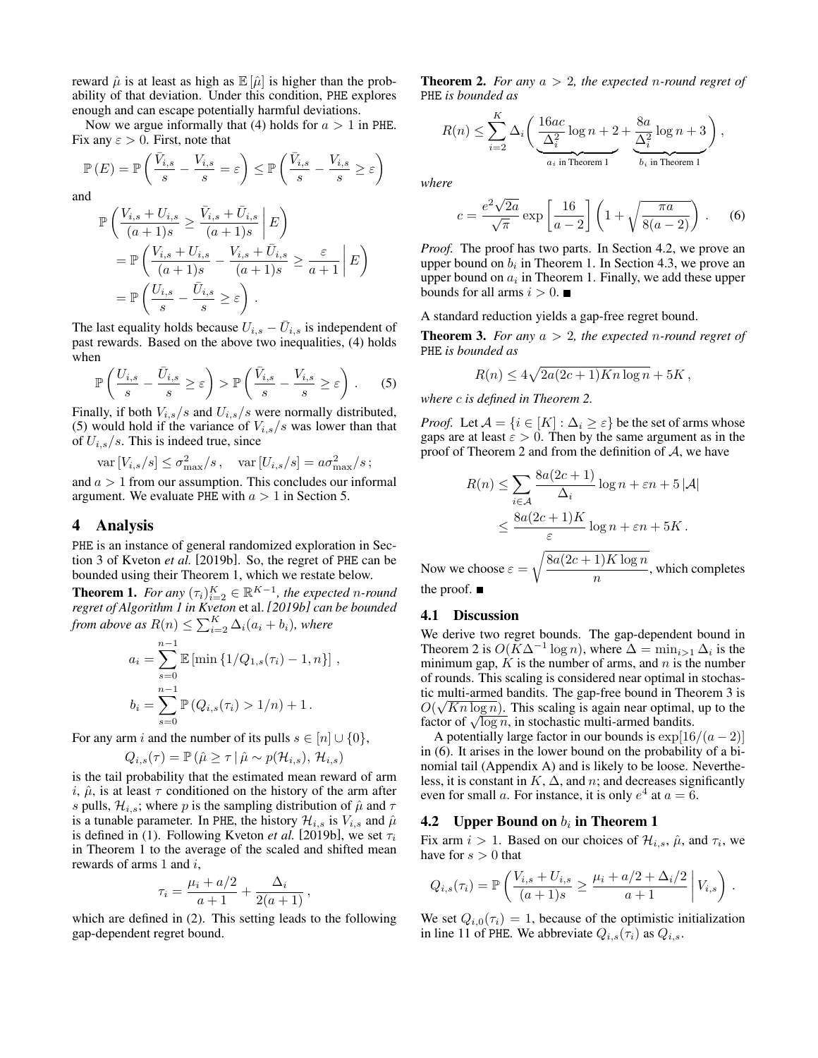reward $\hat{\mu}$ is at least as high as $\mathbb{E}[\hat{\mu}]$ is higher than the probability of that deviation. Under this condition, PHE explores enough and can escape potentially harmful deviations.

Now we argue informally that (4) holds for $a > 1$ in PHE. Fix any $\varepsilon > 0$. First, note that

$$\mathbb{P}(E) = \mathbb{P}\left(\frac{\bar{V}_{i,s}}{s} - \frac{V_{i,s}}{s} = \varepsilon\right) \leq \mathbb{P}\left(\frac{\bar{V}_{i,s}}{s} - \frac{V_{i,s}}{s} \geq \varepsilon\right)$$

and

$$\begin{aligned}
&\mathbb{P}\left(\frac{V_{i,s} + U_{i,s}}{(a+1)s} \geq \frac{\bar{V}_{i,s} + \bar{U}_{i,s}}{(a+1)s} \,\middle|\, E\right) \\
&= \mathbb{P}\left(\frac{V_{i,s} + U_{i,s}}{(a+1)s} - \frac{V_{i,s} + \bar{U}_{i,s}}{(a+1)s} \geq \frac{\varepsilon}{a+1} \,\middle|\, E\right) \\
&= \mathbb{P}\left(\frac{U_{i,s}}{s} - \frac{\bar{U}_{i,s}}{s} \geq \varepsilon\right).
\end{aligned}$$

The last equality holds because $U_{i,s} - \bar{U}_{i,s}$ is independent of past rewards. Based on the above two inequalities, (4) holds when

$$\mathbb{P}\left(\frac{U_{i,s}}{s} - \frac{\bar{U}_{i,s}}{s} \geq \varepsilon\right) > \mathbb{P}\left(\frac{\bar{V}_{i,s}}{s} - \frac{V_{i,s}}{s} \geq \varepsilon\right). \qquad (5)$$

Finally, if both $V_{i,s}/s$ and $U_{i,s}/s$ were normally distributed, (5) would hold if the variance of $V_{i,s}/s$ was lower than that of $U_{i,s}/s$. This is indeed true, since

$$\mathrm{var}\left[V_{i,s}/s\right] \leq \sigma_{\max}^2/s\,, \quad \mathrm{var}\left[U_{i,s}/s\right] = a\sigma_{\max}^2/s\,;$$

and $a > 1$ from our assumption. This concludes our informal argument. We evaluate PHE with $a > 1$ in Section 5.

## 4 Analysis

PHE is an instance of general randomized exploration in Section 3 of Kveton *et al.* [2019b]. So, the regret of PHE can be bounded using their Theorem 1, which we restate below.

**Theorem 1.** *For any $(\tau_i)_{i=2}^K \in \mathbb{R}^{K-1}$, the expected $n$-round regret of Algorithm 1 in Kveton* et al. *[2019b] can be bounded from above as $R(n) \leq \sum_{i=2}^K \Delta_i(a_i + b_i)$, where*

$$a_i = \sum_{s=0}^{n-1} \mathbb{E}\left[\min\left\{1/Q_{1,s}(\tau_i) - 1, n\right\}\right],$$

$$b_i = \sum_{s=0}^{n-1} \mathbb{P}\left(Q_{i,s}(\tau_i) > 1/n\right) + 1\,.$$

For any arm $i$ and the number of its pulls $s \in [n] \cup \{0\}$,

$$Q_{i,s}(\tau) = \mathbb{P}\left(\hat{\mu} \geq \tau \,|\, \hat{\mu} \sim p(\mathcal{H}_{i,s}),\, \mathcal{H}_{i,s}\right)$$

is the tail probability that the estimated mean reward of arm $i$, $\hat{\mu}$, is at least $\tau$ conditioned on the history of the arm after $s$ pulls, $\mathcal{H}_{i,s}$; where $p$ is the sampling distribution of $\hat{\mu}$ and $\tau$ is a tunable parameter. In PHE, the history $\mathcal{H}_{i,s}$ is $V_{i,s}$ and $\hat{\mu}$ is defined in (1). Following Kveton *et al.* [2019b], we set $\tau_i$ in Theorem 1 to the average of the scaled and shifted mean rewards of arms 1 and $i$,

$$\tau_i = \frac{\mu_i + a/2}{a+1} + \frac{\Delta_i}{2(a+1)}\,,$$

which are defined in (2). This setting leads to the following gap-dependent regret bound.

**Theorem 2.** *For any $a > 2$, the expected $n$-round regret of* PHE *is bounded as*

$$R(n) \leq \sum_{i=2}^K \Delta_i \Bigg( \underbrace{\frac{16ac}{\Delta_i^2}\log n + 2}_{a_i \text{ in Theorem 1}} + \underbrace{\frac{8a}{\Delta_i^2}\log n + 3}_{b_i \text{ in Theorem 1}} \Bigg)\,,$$

*where*

$$c = \frac{e^2\sqrt{2a}}{\sqrt{\pi}} \exp\left[\frac{16}{a-2}\right]\left(1 + \sqrt{\frac{\pi a}{8(a-2)}}\right). \qquad (6)$$

*Proof.* The proof has two parts. In Section 4.2, we prove an upper bound on $b_i$ in Theorem 1. In Section 4.3, we prove an upper bound on $a_i$ in Theorem 1. Finally, we add these upper bounds for all arms $i > 0$. ■

A standard reduction yields a gap-free regret bound.

**Theorem 3.** *For any $a > 2$, the expected $n$-round regret of* PHE *is bounded as*

$$R(n) \leq 4\sqrt{2a(2c+1)Kn\log n} + 5K\,,$$

*where $c$ is defined in Theorem 2.*

*Proof.* Let $\mathcal{A} = \{i \in [K] : \Delta_i \geq \varepsilon\}$ be the set of arms whose gaps are at least $\varepsilon > 0$. Then by the same argument as in the proof of Theorem 2 and from the definition of $\mathcal{A}$, we have

$$\begin{aligned}
R(n) &\leq \sum_{i \in \mathcal{A}} \frac{8a(2c+1)}{\Delta_i}\log n + \varepsilon n + 5\,|\mathcal{A}| \\
&\leq \frac{8a(2c+1)K}{\varepsilon}\log n + \varepsilon n + 5K\,.
\end{aligned}$$

Now we choose $\varepsilon = \sqrt{\dfrac{8a(2c+1)K\log n}{n}}$, which completes the proof. ■

### 4.1 Discussion

We derive two regret bounds. The gap-dependent bound in Theorem 2 is $O(K\Delta^{-1}\log n)$, where $\Delta = \min_{i>1}\Delta_i$ is the minimum gap, $K$ is the number of arms, and $n$ is the number of rounds. This scaling is considered near optimal in stochastic multi-armed bandits. The gap-free bound in Theorem 3 is $O(\sqrt{Kn\log n})$. This scaling is again near optimal, up to the factor of $\sqrt{\log n}$, in stochastic multi-armed bandits.

A potentially large factor in our bounds is $\exp[16/(a-2)]$ in (6). It arises in the lower bound on the probability of a binomial tail (Appendix A) and is likely to be loose. Nevertheless, it is constant in $K$, $\Delta$, and $n$; and decreases significantly even for small $a$. For instance, it is only $e^4$ at $a = 6$.

### 4.2 Upper Bound on $b_i$ in Theorem 1

Fix arm $i > 1$. Based on our choices of $\mathcal{H}_{i,s}$, $\hat{\mu}$, and $\tau_i$, we have for $s > 0$ that

$$Q_{i,s}(\tau_i) = \mathbb{P}\left(\frac{V_{i,s} + U_{i,s}}{(a+1)s} \geq \frac{\mu_i + a/2 + \Delta_i/2}{a+1} \,\middle|\, V_{i,s}\right).$$

We set $Q_{i,0}(\tau_i) = 1$, because of the optimistic initialization in line 11 of PHE. We abbreviate $Q_{i,s}(\tau_i)$ as $Q_{i,s}$.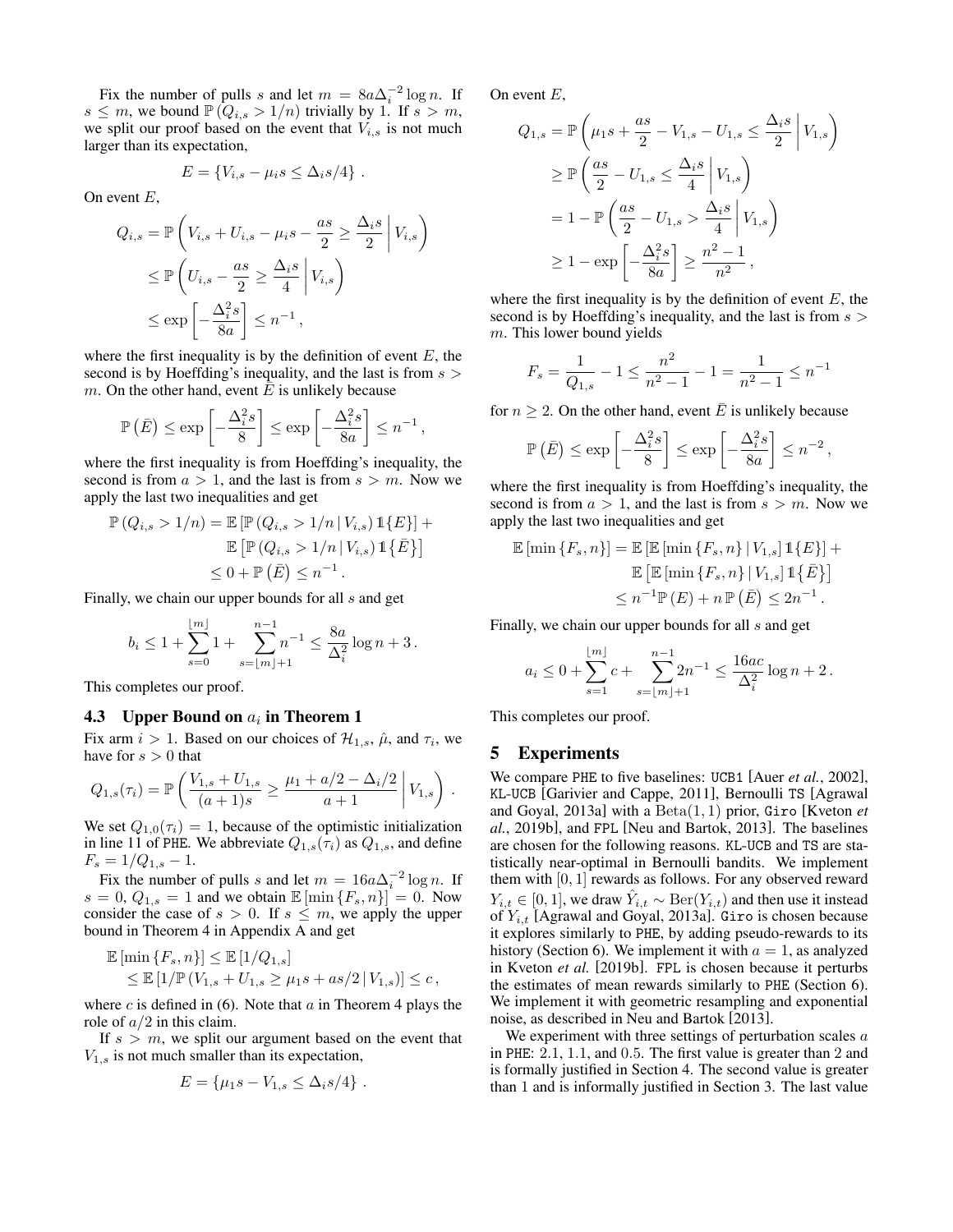Fix the number of pulls $s$ and let $m = 8a\Delta_i^{-2} \log n$. If $s \leq m$, we bound $\mathbb{P}(Q_{i,s} > 1/n)$ trivially by 1. If $s > m$, we split our proof based on the event that $V_{i,s}$ is not much larger than its expectation,

$$E = \{V_{i,s} - \mu_i s \leq \Delta_i s/4\} \,.$$

On event $E$,

$$\begin{aligned} Q_{i,s} &= \mathbb{P}\left(V_{i,s} + U_{i,s} - \mu_i s - \frac{as}{2} \geq \frac{\Delta_i s}{2} \,\middle|\, V_{i,s}\right) \\ &\leq \mathbb{P}\left(U_{i,s} - \frac{as}{2} \geq \frac{\Delta_i s}{4} \,\middle|\, V_{i,s}\right) \\ &\leq \exp\left[-\frac{\Delta_i^2 s}{8a}\right] \leq n^{-1} \,, \end{aligned}$$

where the first inequality is by the definition of event $E$, the second is by Hoeffding's inequality, and the last is from $s > m$. On the other hand, event $\bar{E}$ is unlikely because

$$\mathbb{P}\left(\bar{E}\right) \leq \exp\left[-\frac{\Delta_i^2 s}{8}\right] \leq \exp\left[-\frac{\Delta_i^2 s}{8a}\right] \leq n^{-1} \,,$$

where the first inequality is from Hoeffding's inequality, the second is from $a > 1$, and the last is from $s > m$. Now we apply the last two inequalities and get

$$\begin{aligned} \mathbb{P}\left(Q_{i,s} > 1/n\right) = {} & \mathbb{E}\left[\mathbb{P}\left(Q_{i,s} > 1/n \,|\, V_{i,s}\right) \mathbb{1}\{E\}\right] + \\ & \mathbb{E}\left[\mathbb{P}\left(Q_{i,s} > 1/n \,|\, V_{i,s}\right) \mathbb{1}\{\bar{E}\}\right] \\ \leq {} & 0 + \mathbb{P}\left(\bar{E}\right) \leq n^{-1} \,. \end{aligned}$$

Finally, we chain our upper bounds for all $s$ and get

$$b_i \leq 1 + \sum_{s=0}^{\lfloor m \rfloor} 1 + \sum_{s=\lfloor m \rfloor + 1}^{n-1} n^{-1} \leq \frac{8a}{\Delta_i^2} \log n + 3 \,.$$

This completes our proof.

### 4.3 Upper Bound on $a_i$ in Theorem 1

Fix arm $i > 1$. Based on our choices of $\mathcal{H}_{1,s}$, $\hat{\mu}$, and $\tau_i$, we have for $s > 0$ that

$$Q_{1,s}(\tau_i) = \mathbb{P}\left(\frac{V_{1,s} + U_{1,s}}{(a+1)s} \geq \frac{\mu_1 + a/2 - \Delta_i/2}{a+1} \,\middle|\, V_{1,s}\right) \,.$$

We set $Q_{1,0}(\tau_i) = 1$, because of the optimistic initialization in line 11 of PHE. We abbreviate $Q_{1,s}(\tau_i)$ as $Q_{1,s}$, and define $F_s = 1/Q_{1,s} - 1$.

Fix the number of pulls $s$ and let $m = 16a\Delta_i^{-2} \log n$. If $s = 0$, $Q_{1,s} = 1$ and we obtain $\mathbb{E}\left[\min\{F_s, n\}\right] = 0$. Now consider the case of $s > 0$. If $s \leq m$, we apply the upper bound in Theorem 4 in Appendix A and get

$$\begin{aligned} & \mathbb{E}\left[\min\{F_s, n\}\right] \leq \mathbb{E}\left[1/Q_{1,s}\right] \\ & \quad \leq \mathbb{E}\left[1/\mathbb{P}\left(V_{1,s} + U_{1,s} \geq \mu_1 s + as/2 \,|\, V_{1,s}\right)\right] \leq c \,, \end{aligned}$$

where $c$ is defined in (6). Note that $a$ in Theorem 4 plays the role of $a/2$ in this claim.

If $s > m$, we split our argument based on the event that $V_{1,s}$ is not much smaller than its expectation,

$$E = \{\mu_1 s - V_{1,s} \leq \Delta_i s/4\} \,.$$

On event $E$,

$$\begin{aligned} Q_{1,s} &= \mathbb{P}\left(\mu_1 s + \frac{as}{2} - V_{1,s} - U_{1,s} \leq \frac{\Delta_i s}{2} \,\middle|\, V_{1,s}\right) \\ &\geq \mathbb{P}\left(\frac{as}{2} - U_{1,s} \leq \frac{\Delta_i s}{4} \,\middle|\, V_{1,s}\right) \\ &= 1 - \mathbb{P}\left(\frac{as}{2} - U_{1,s} > \frac{\Delta_i s}{4} \,\middle|\, V_{1,s}\right) \\ &\geq 1 - \exp\left[-\frac{\Delta_i^2 s}{8a}\right] \geq \frac{n^2 - 1}{n^2} \,, \end{aligned}$$

where the first inequality is by the definition of event $E$, the second is by Hoeffding's inequality, and the last is from $s > m$. This lower bound yields

$$F_s = \frac{1}{Q_{1,s}} - 1 \leq \frac{n^2}{n^2 - 1} - 1 = \frac{1}{n^2 - 1} \leq n^{-1}$$

for $n \geq 2$. On the other hand, event $\bar{E}$ is unlikely because

$$\mathbb{P}\left(\bar{E}\right) \leq \exp\left[-\frac{\Delta_i^2 s}{8}\right] \leq \exp\left[-\frac{\Delta_i^2 s}{8a}\right] \leq n^{-2} \,,$$

where the first inequality is from Hoeffding's inequality, the second is from $a > 1$, and the last is from $s > m$. Now we apply the last two inequalities and get

$$\begin{aligned} \mathbb{E}\left[\min\{F_s, n\}\right] = {} & \mathbb{E}\left[\mathbb{E}\left[\min\{F_s, n\} \,|\, V_{1,s}\right] \mathbb{1}\{E\}\right] + \\ & \mathbb{E}\left[\mathbb{E}\left[\min\{F_s, n\} \,|\, V_{1,s}\right] \mathbb{1}\{\bar{E}\}\right] \\ \leq {} & n^{-1}\mathbb{P}\left(E\right) + n\,\mathbb{P}\left(\bar{E}\right) \leq 2n^{-1} \,. \end{aligned}$$

Finally, we chain our upper bounds for all $s$ and get

$$a_i \leq 0 + \sum_{s=1}^{\lfloor m \rfloor} c + \sum_{s=\lfloor m \rfloor + 1}^{n-1} 2n^{-1} \leq \frac{16ac}{\Delta_i^2} \log n + 2 \,.$$

This completes our proof.

## 5 Experiments

We compare PHE to five baselines: UCB1 [Auer *et al.*, 2002], KL-UCB [Garivier and Cappe, 2011], Bernoulli TS [Agrawal and Goyal, 2013a] with a $\mathrm{Beta}(1, 1)$ prior, Giro [Kveton *et al.*, 2019b], and FPL [Neu and Bartok, 2013]. The baselines are chosen for the following reasons. KL-UCB and TS are statistically near-optimal in Bernoulli bandits. We implement them with $[0, 1]$ rewards as follows. For any observed reward $Y_{i,t} \in [0, 1]$, we draw $\hat{Y}_{i,t} \sim \mathrm{Ber}(Y_{i,t})$ and then use it instead of $Y_{i,t}$ [Agrawal and Goyal, 2013a]. Giro is chosen because it explores similarly to PHE, by adding pseudo-rewards to its history (Section 6). We implement it with $a = 1$, as analyzed in Kveton *et al.* [2019b]. FPL is chosen because it perturbs the estimates of mean rewards similarly to PHE (Section 6). We implement it with geometric resampling and exponential noise, as described in Neu and Bartok [2013].

We experiment with three settings of perturbation scales $a$ in PHE: 2.1, 1.1, and 0.5. The first value is greater than 2 and is formally justified in Section 4. The second value is greater than 1 and is informally justified in Section 3. The last value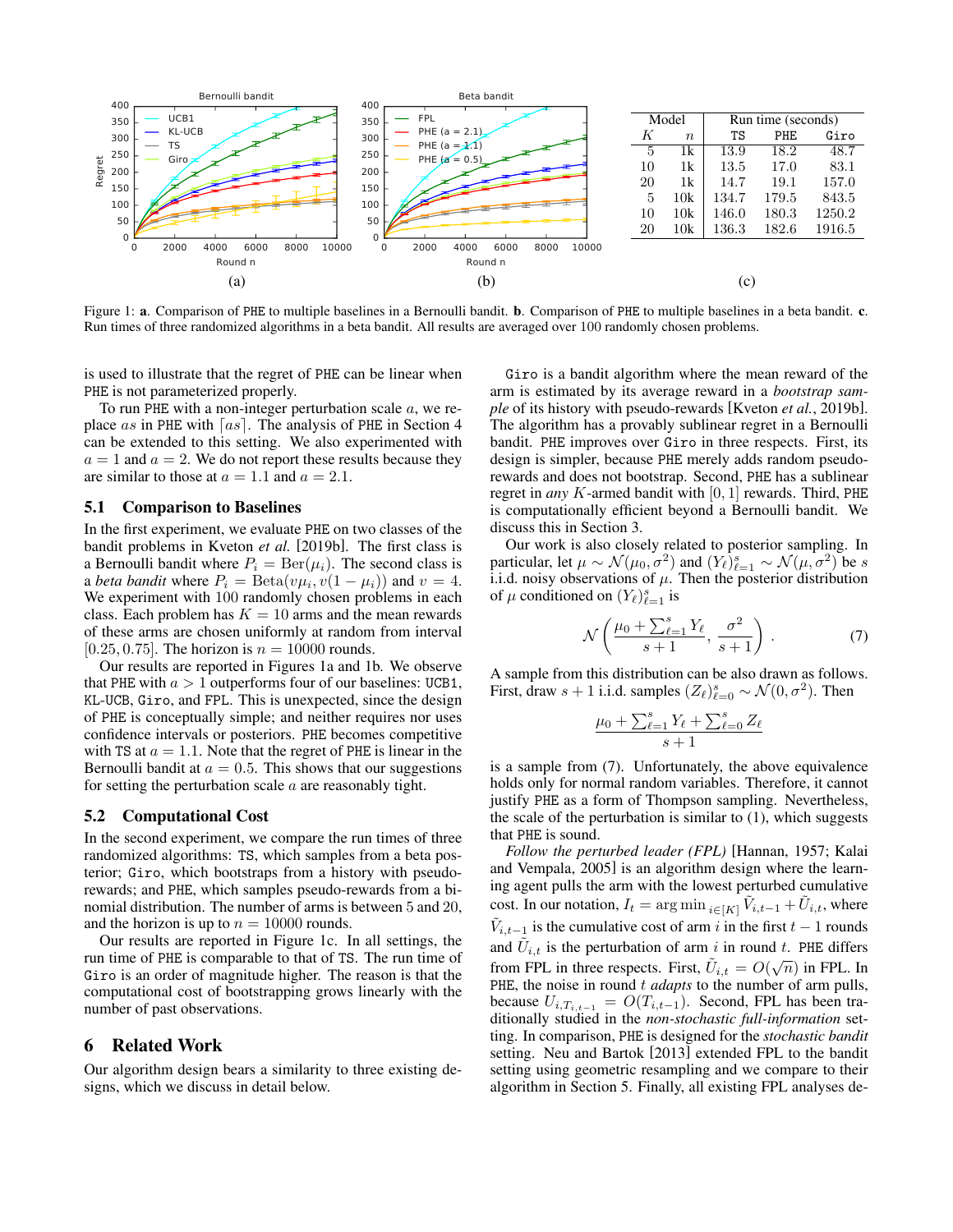| Model | | Run time (seconds) | | |
|---|---|---|---|---|
| $K$ | $n$ | TS | PHE | Giro |
| 5 | 1k | 13.9 | 18.2 | 48.7 |
| 10 | 1k | 13.5 | 17.0 | 83.1 |
| 20 | 1k | 14.7 | 19.1 | 157.0 |
| 5 | 10k | 134.7 | 179.5 | 843.5 |
| 10 | 10k | 146.0 | 180.3 | 1250.2 |
| 20 | 10k | 136.3 | 182.6 | 1916.5 |

Figure 1: **a**. Comparison of PHE to multiple baselines in a Bernoulli bandit. **b**. Comparison of PHE to multiple baselines in a beta bandit. **c**. Run times of three randomized algorithms in a beta bandit. All results are averaged over 100 randomly chosen problems.

is used to illustrate that the regret of PHE can be linear when PHE is not parameterized properly.

To run PHE with a non-integer perturbation scale $a$, we replace $as$ in PHE with $\lceil as \rceil$. The analysis of PHE in Section 4 can be extended to this setting. We also experimented with $a = 1$ and $a = 2$. We do not report these results because they are similar to those at $a = 1.1$ and $a = 2.1$.

## 5.1 Comparison to Baselines

In the first experiment, we evaluate PHE on two classes of the bandit problems in Kveton *et al.* [2019b]. The first class is a Bernoulli bandit where $P_i = \mathrm{Ber}(\mu_i)$. The second class is a *beta bandit* where $P_i = \mathrm{Beta}(v\mu_i, v(1 - \mu_i))$ and $v = 4$. We experiment with 100 randomly chosen problems in each class. Each problem has $K = 10$ arms and the mean rewards of these arms are chosen uniformly at random from interval $[0.25, 0.75]$. The horizon is $n = 10000$ rounds.

Our results are reported in Figures 1a and 1b. We observe that PHE with $a > 1$ outperforms four of our baselines: UCB1, KL-UCB, Giro, and FPL. This is unexpected, since the design of PHE is conceptually simple; and neither requires nor uses confidence intervals or posteriors. PHE becomes competitive with TS at $a = 1.1$. Note that the regret of PHE is linear in the Bernoulli bandit at $a = 0.5$. This shows that our suggestions for setting the perturbation scale $a$ are reasonably tight.

## 5.2 Computational Cost

In the second experiment, we compare the run times of three randomized algorithms: TS, which samples from a beta posterior; Giro, which bootstraps from a history with pseudo-rewards; and PHE, which samples pseudo-rewards from a binomial distribution. The number of arms is between 5 and 20, and the horizon is up to $n = 10000$ rounds.

Our results are reported in Figure 1c. In all settings, the run time of PHE is comparable to that of TS. The run time of Giro is an order of magnitude higher. The reason is that the computational cost of bootstrapping grows linearly with the number of past observations.

# 6 Related Work

Our algorithm design bears a similarity to three existing designs, which we discuss in detail below.

Giro is a bandit algorithm where the mean reward of the arm is estimated by its average reward in a *bootstrap sample* of its history with pseudo-rewards [Kveton *et al.*, 2019b]. The algorithm has a provably sublinear regret in a Bernoulli bandit. PHE improves over Giro in three respects. First, its design is simpler, because PHE merely adds random pseudo-rewards and does not bootstrap. Second, PHE has a sublinear regret in *any* $K$-armed bandit with $[0, 1]$ rewards. Third, PHE is computationally efficient beyond a Bernoulli bandit. We discuss this in Section 3.

Our work is also closely related to posterior sampling. In particular, let $\mu \sim \mathcal{N}(\mu_0, \sigma^2)$ and $(Y_\ell)_{\ell=1}^s \sim \mathcal{N}(\mu, \sigma^2)$ be $s$ i.i.d. noisy observations of $\mu$. Then the posterior distribution of $\mu$ conditioned on $(Y_\ell)_{\ell=1}^s$ is

$$\mathcal{N}\left(\frac{\mu_0 + \sum_{\ell=1}^s Y_\ell}{s+1}, \frac{\sigma^2}{s+1}\right). \tag{7}$$

A sample from this distribution can be also drawn as follows. First, draw $s + 1$ i.i.d. samples $(Z_\ell)_{\ell=0}^s \sim \mathcal{N}(0, \sigma^2)$. Then

$$\frac{\mu_0 + \sum_{\ell=1}^s Y_\ell + \sum_{\ell=0}^s Z_\ell}{s+1}$$

is a sample from (7). Unfortunately, the above equivalence holds only for normal random variables. Therefore, it cannot justify PHE as a form of Thompson sampling. Nevertheless, the scale of the perturbation is similar to (1), which suggests that PHE is sound.

*Follow the perturbed leader (FPL)* [Hannan, 1957; Kalai and Vempala, 2005] is an algorithm design where the learning agent pulls the arm with the lowest perturbed cumulative cost. In our notation, $I_t = \arg\min_{i \in [K]} \tilde{V}_{i,t-1} + \tilde{U}_{i,t}$, where $\tilde{V}_{i,t-1}$ is the cumulative cost of arm $i$ in the first $t - 1$ rounds and $\tilde{U}_{i,t}$ is the perturbation of arm $i$ in round $t$. PHE differs from FPL in three respects. First, $\tilde{U}_{i,t} = O(\sqrt{n})$ in FPL. In PHE, the noise in round $t$ *adapts* to the number of arm pulls, because $U_{i,T_{i,t-1}} = O(T_{i,t-1})$. Second, FPL has been traditionally studied in the *non-stochastic full-information* setting. In comparison, PHE is designed for the *stochastic bandit* setting. Neu and Bartok [2013] extended FPL to the bandit setting using geometric resampling and we compare to their algorithm in Section 5. Finally, all existing FPL analyses de-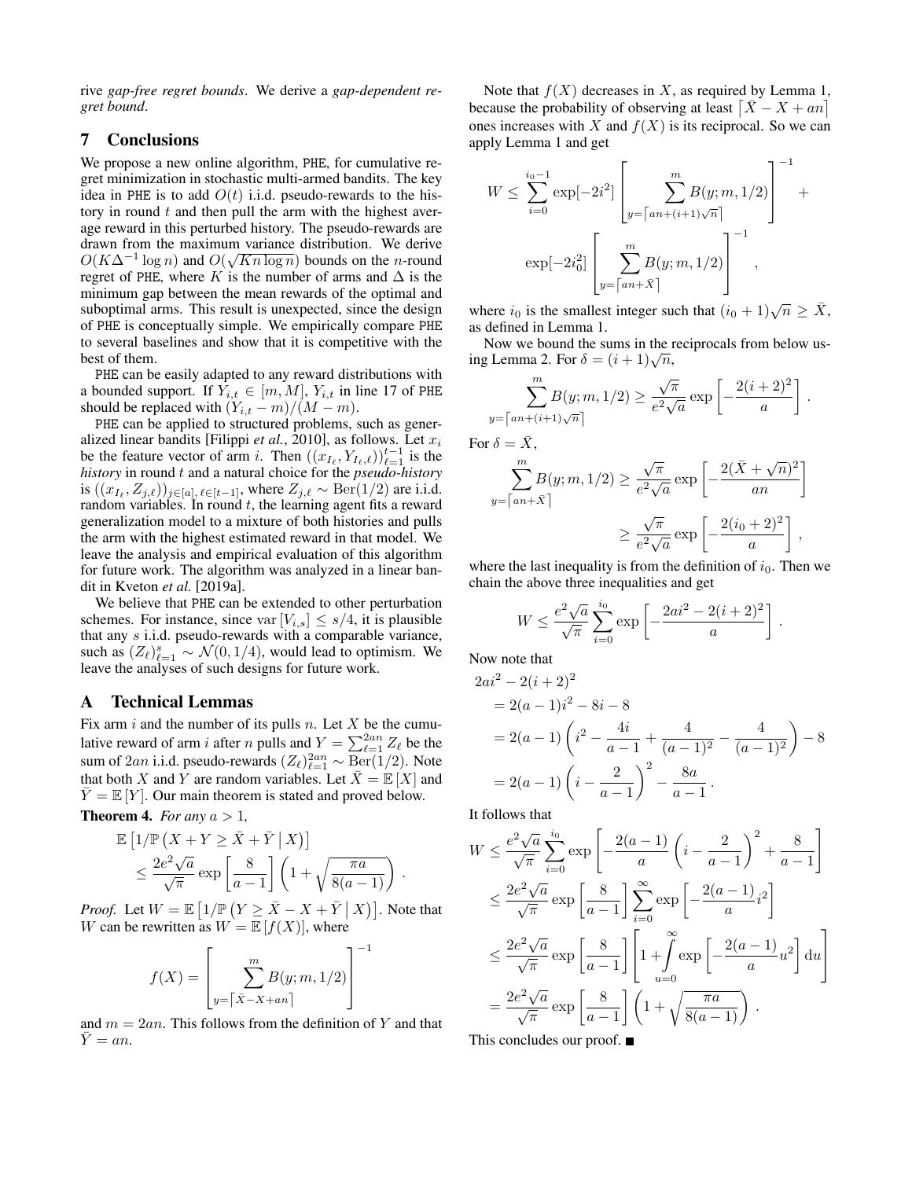rive *gap-free regret bounds*. We derive a *gap-dependent regret bound*.

## 7 Conclusions

We propose a new online algorithm, PHE, for cumulative regret minimization in stochastic multi-armed bandits. The key idea in PHE is to add $O(t)$ i.i.d. pseudo-rewards to the history in round $t$ and then pull the arm with the highest average reward in this perturbed history. The pseudo-rewards are drawn from the maximum variance distribution. We derive $O(K\Delta^{-1}\log n)$ and $O(\sqrt{Kn\log n})$ bounds on the $n$-round regret of PHE, where $K$ is the number of arms and $\Delta$ is the minimum gap between the mean rewards of the optimal and suboptimal arms. This result is unexpected, since the design of PHE is conceptually simple. We empirically compare PHE to several baselines and show that it is competitive with the best of them.

PHE can be easily adapted to any reward distributions with a bounded support. If $Y_{i,t} \in [m, M]$, $Y_{i,t}$ in line 17 of PHE should be replaced with $(Y_{i,t} - m)/(M - m)$.

PHE can be applied to structured problems, such as generalized linear bandits [Filippi *et al.*, 2010], as follows. Let $x_i$ be the feature vector of arm $i$. Then $((x_{I_\ell}, Y_{I_\ell,\ell}))_{\ell=1}^{t-1}$ is the *history* in round $t$ and a natural choice for the *pseudo-history* is $((x_{I_\ell}, Z_{j,\ell}))_{j\in[a],\,\ell\in[t-1]}$, where $Z_{j,\ell} \sim \mathrm{Ber}(1/2)$ are i.i.d. random variables. In round $t$, the learning agent fits a reward generalization model to a mixture of both histories and pulls the arm with the highest estimated reward in that model. We leave the analysis and empirical evaluation of this algorithm for future work. The algorithm was analyzed in a linear bandit in Kveton *et al.* [2019a].

We believe that PHE can be extended to other perturbation schemes. For instance, since $\mathrm{var}\left[V_{i,s}\right] \leq s/4$, it is plausible that any $s$ i.i.d. pseudo-rewards with a comparable variance, such as $(Z_\ell)_{\ell=1}^{s} \sim \mathcal{N}(0, 1/4)$, would lead to optimism. We leave the analyses of such designs for future work.

## A Technical Lemmas

Fix arm $i$ and the number of its pulls $n$. Let $X$ be the cumulative reward of arm $i$ after $n$ pulls and $Y = \sum_{\ell=1}^{2an} Z_\ell$ be the sum of $2an$ i.i.d. pseudo-rewards $(Z_\ell)_{\ell=1}^{2an} \sim \mathrm{Ber}(1/2)$. Note that both $X$ and $Y$ are random variables. Let $\bar{X} = \mathbb{E}\left[X\right]$ and $\bar{Y} = \mathbb{E}\left[Y\right]$. Our main theorem is stated and proved below.

**Theorem 4.** *For any $a > 1$,*

$$
\begin{aligned}
&\mathbb{E}\left[1/\mathbb{P}\left(X + Y \geq \bar{X} + \bar{Y} \,\middle|\, X\right)\right] \\
&\quad \leq \frac{2e^2\sqrt{a}}{\sqrt{\pi}} \exp\left[\frac{8}{a-1}\right] \left(1 + \sqrt{\frac{\pi a}{8(a-1)}}\right).
\end{aligned}
$$

*Proof.* Let $W = \mathbb{E}\left[1/\mathbb{P}\left(Y \geq \bar{X} - X + \bar{Y} \,\middle|\, X\right)\right]$. Note that $W$ can be rewritten as $W = \mathbb{E}\left[f(X)\right]$, where

$$
f(X) = \left[\sum_{y=\lceil \bar{X} - X + an\rceil}^{m} B(y; m, 1/2)\right]^{-1}
$$

and $m = 2an$. This follows from the definition of $Y$ and that $\bar{Y} = an$.

Note that $f(X)$ decreases in $X$, as required by Lemma 1, because the probability of observing at least $\lceil \bar{X} - X + an\rceil$ ones increases with $X$ and $f(X)$ is its reciprocal. So we can apply Lemma 1 and get

$$
\begin{aligned}
W \leq{} & \sum_{i=0}^{i_0-1} \exp[-2i^2] \left[\sum_{y=\lceil an + (i+1)\sqrt{n}\rceil}^{m} B(y; m, 1/2)\right]^{-1} + \\
& \exp[-2i_0^2] \left[\sum_{y=\lceil an + \bar{X}\rceil}^{m} B(y; m, 1/2)\right]^{-1},
\end{aligned}
$$

where $i_0$ is the smallest integer such that $(i_0+1)\sqrt{n} \geq \bar{X}$, as defined in Lemma 1.

Now we bound the sums in the reciprocals from below using Lemma 2. For $\delta = (i+1)\sqrt{n}$,

$$
\sum_{y=\lceil an + (i+1)\sqrt{n}\rceil}^{m} B(y; m, 1/2) \geq \frac{\sqrt{\pi}}{e^2\sqrt{a}} \exp\left[-\frac{2(i+2)^2}{a}\right].
$$

For $\delta = \bar{X}$,

$$
\begin{aligned}
\sum_{y=\lceil an + \bar{X}\rceil}^{m} B(y; m, 1/2) &\geq \frac{\sqrt{\pi}}{e^2\sqrt{a}} \exp\left[-\frac{2(\bar{X} + \sqrt{n})^2}{an}\right] \\
&\geq \frac{\sqrt{\pi}}{e^2\sqrt{a}} \exp\left[-\frac{2(i_0+2)^2}{a}\right],
\end{aligned}
$$

where the last inequality is from the definition of $i_0$. Then we chain the above three inequalities and get

$$
W \leq \frac{e^2\sqrt{a}}{\sqrt{\pi}} \sum_{i=0}^{i_0} \exp\left[-\frac{2ai^2 - 2(i+2)^2}{a}\right].
$$

Now note that

$$
\begin{aligned}
&2ai^2 - 2(i+2)^2 \\
&= 2(a-1)i^2 - 8i - 8 \\
&= 2(a-1)\left(i^2 - \frac{4i}{a-1} + \frac{4}{(a-1)^2} - \frac{4}{(a-1)^2}\right) - 8 \\
&= 2(a-1)\left(i - \frac{2}{a-1}\right)^2 - \frac{8a}{a-1}.
\end{aligned}
$$

It follows that

$$
\begin{aligned}
W &\leq \frac{e^2\sqrt{a}}{\sqrt{\pi}} \sum_{i=0}^{i_0} \exp\left[-\frac{2(a-1)}{a}\left(i - \frac{2}{a-1}\right)^2 + \frac{8}{a-1}\right] \\
&\leq \frac{2e^2\sqrt{a}}{\sqrt{\pi}} \exp\left[\frac{8}{a-1}\right] \sum_{i=0}^{\infty} \exp\left[-\frac{2(a-1)}{a} i^2\right] \\
&\leq \frac{2e^2\sqrt{a}}{\sqrt{\pi}} \exp\left[\frac{8}{a-1}\right] \left[1 + \int_{u=0}^{\infty} \exp\left[-\frac{2(a-1)}{a} u^2\right] \mathrm{d}u\right] \\
&= \frac{2e^2\sqrt{a}}{\sqrt{\pi}} \exp\left[\frac{8}{a-1}\right] \left(1 + \sqrt{\frac{\pi a}{8(a-1)}}\right).
\end{aligned}
$$

This concludes our proof. ■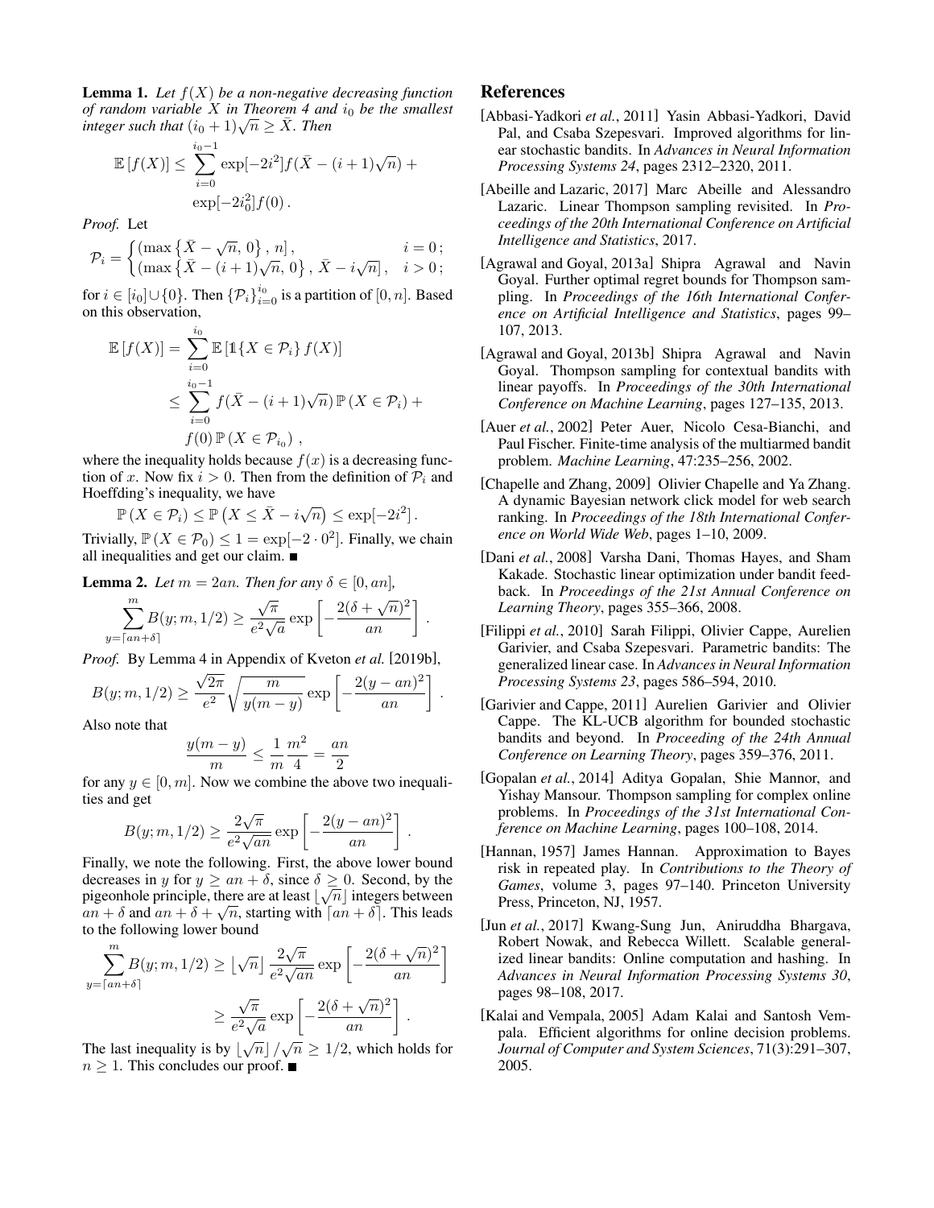**Lemma 1.** *Let $f(X)$ be a non-negative decreasing function of random variable $X$ in Theorem 4 and $i_0$ be the smallest integer such that $(i_0+1)\sqrt{n} \geq \bar{X}$. Then*

$$\mathbb{E}\left[f(X)\right] \leq \sum_{i=0}^{i_0-1} \exp[-2i^2] f(\bar{X} - (i+1)\sqrt{n}) + \exp[-2i_0^2] f(0)\,.$$

*Proof.* Let

$$\mathcal{P}_i = \begin{cases} (\max\left\{\bar{X} - \sqrt{n},\, 0\right\},\, n]\,, & i = 0\,; \\ (\max\left\{\bar{X} - (i+1)\sqrt{n},\, 0\right\},\, \bar{X} - i\sqrt{n}]\,, & i > 0\,; \end{cases}$$

for $i \in [i_0] \cup \{0\}$. Then $\{\mathcal{P}_i\}_{i=0}^{i_0}$ is a partition of $[0, n]$. Based on this observation,

$$\begin{aligned} \mathbb{E}\left[f(X)\right] &= \sum_{i=0}^{i_0} \mathbb{E}\left[\mathbb{1}\{X \in \mathcal{P}_i\}\, f(X)\right] \\ &\leq \sum_{i=0}^{i_0-1} f(\bar{X} - (i+1)\sqrt{n})\, \mathbb{P}\left(X \in \mathcal{P}_i\right) + \\ &\quad f(0)\, \mathbb{P}\left(X \in \mathcal{P}_{i_0}\right)\,, \end{aligned}$$

where the inequality holds because $f(x)$ is a decreasing function of $x$. Now fix $i > 0$. Then from the definition of $\mathcal{P}_i$ and Hoeffding's inequality, we have

$$\mathbb{P}\left(X \in \mathcal{P}_i\right) \leq \mathbb{P}\left(X \leq \bar{X} - i\sqrt{n}\right) \leq \exp[-2i^2]\,.$$

Trivially, $\mathbb{P}\left(X \in \mathcal{P}_0\right) \leq 1 = \exp[-2 \cdot 0^2]$. Finally, we chain all inequalities and get our claim. ∎

**Lemma 2.** *Let $m = 2an$. Then for any $\delta \in [0, an]$,*

$$\sum_{y=\lceil an+\delta \rceil}^{m} B(y; m, 1/2) \geq \frac{\sqrt{\pi}}{e^2\sqrt{a}} \exp\left[-\frac{2(\delta + \sqrt{n})^2}{an}\right]\,.$$

*Proof.* By Lemma 4 in Appendix of Kveton *et al.* [2019b],

$$B(y; m, 1/2) \geq \frac{\sqrt{2\pi}}{e^2} \sqrt{\frac{m}{y(m-y)}} \exp\left[-\frac{2(y - an)^2}{an}\right]\,.$$

Also note that

$$\frac{y(m-y)}{m} \leq \frac{1}{m}\frac{m^2}{4} = \frac{an}{2}$$

for any $y \in [0, m]$. Now we combine the above two inequalities and get

$$B(y; m, 1/2) \geq \frac{2\sqrt{\pi}}{e^2\sqrt{an}} \exp\left[-\frac{2(y - an)^2}{an}\right]\,.$$

Finally, we note the following. First, the above lower bound decreases in $y$ for $y \geq an + \delta$, since $\delta \geq 0$. Second, by the pigeonhole principle, there are at least $\lfloor \sqrt{n} \rfloor$ integers between $an + \delta$ and $an + \delta + \sqrt{n}$, starting with $\lceil an + \delta \rceil$. This leads to the following lower bound

$$\begin{aligned} \sum_{y=\lceil an+\delta \rceil}^{m} B(y; m, 1/2) &\geq \lfloor \sqrt{n} \rfloor \frac{2\sqrt{\pi}}{e^2\sqrt{an}} \exp\left[-\frac{2(\delta + \sqrt{n})^2}{an}\right] \\ &\geq \frac{\sqrt{\pi}}{e^2\sqrt{a}} \exp\left[-\frac{2(\delta + \sqrt{n})^2}{an}\right]\,. \end{aligned}$$

The last inequality is by $\lfloor \sqrt{n} \rfloor / \sqrt{n} \geq 1/2$, which holds for $n \geq 1$. This concludes our proof. ∎

## References

[Abbasi-Yadkori *et al.*, 2011] Yasin Abbasi-Yadkori, David Pal, and Csaba Szepesvari. Improved algorithms for linear stochastic bandits. In *Advances in Neural Information Processing Systems 24*, pages 2312–2320, 2011.

[Abeille and Lazaric, 2017] Marc Abeille and Alessandro Lazaric. Linear Thompson sampling revisited. In *Proceedings of the 20th International Conference on Artificial Intelligence and Statistics*, 2017.

[Agrawal and Goyal, 2013a] Shipra Agrawal and Navin Goyal. Further optimal regret bounds for Thompson sampling. In *Proceedings of the 16th International Conference on Artificial Intelligence and Statistics*, pages 99–107, 2013.

[Agrawal and Goyal, 2013b] Shipra Agrawal and Navin Goyal. Thompson sampling for contextual bandits with linear payoffs. In *Proceedings of the 30th International Conference on Machine Learning*, pages 127–135, 2013.

[Auer *et al.*, 2002] Peter Auer, Nicolo Cesa-Bianchi, and Paul Fischer. Finite-time analysis of the multiarmed bandit problem. *Machine Learning*, 47:235–256, 2002.

[Chapelle and Zhang, 2009] Olivier Chapelle and Ya Zhang. A dynamic Bayesian network click model for web search ranking. In *Proceedings of the 18th International Conference on World Wide Web*, pages 1–10, 2009.

[Dani *et al.*, 2008] Varsha Dani, Thomas Hayes, and Sham Kakade. Stochastic linear optimization under bandit feedback. In *Proceedings of the 21st Annual Conference on Learning Theory*, pages 355–366, 2008.

[Filippi *et al.*, 2010] Sarah Filippi, Olivier Cappe, Aurelien Garivier, and Csaba Szepesvari. Parametric bandits: The generalized linear case. In *Advances in Neural Information Processing Systems 23*, pages 586–594, 2010.

[Garivier and Cappe, 2011] Aurelien Garivier and Olivier Cappe. The KL-UCB algorithm for bounded stochastic bandits and beyond. In *Proceeding of the 24th Annual Conference on Learning Theory*, pages 359–376, 2011.

[Gopalan *et al.*, 2014] Aditya Gopalan, Shie Mannor, and Yishay Mansour. Thompson sampling for complex online problems. In *Proceedings of the 31st International Conference on Machine Learning*, pages 100–108, 2014.

[Hannan, 1957] James Hannan. Approximation to Bayes risk in repeated play. In *Contributions to the Theory of Games*, volume 3, pages 97–140. Princeton University Press, Princeton, NJ, 1957.

[Jun *et al.*, 2017] Kwang-Sung Jun, Aniruddha Bhargava, Robert Nowak, and Rebecca Willett. Scalable generalized linear bandits: Online computation and hashing. In *Advances in Neural Information Processing Systems 30*, pages 98–108, 2017.

[Kalai and Vempala, 2005] Adam Kalai and Santosh Vempala. Efficient algorithms for online decision problems. *Journal of Computer and System Sciences*, 71(3):291–307, 2005.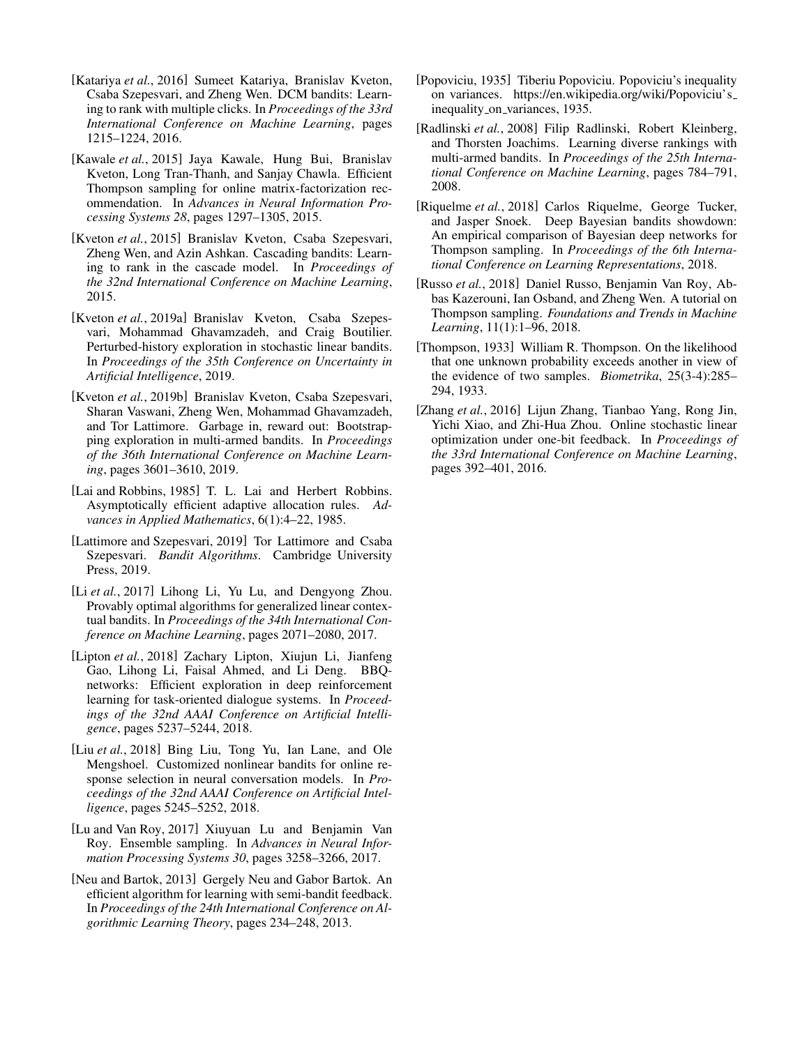[Katariya *et al.*, 2016] Sumeet Katariya, Branislav Kveton, Csaba Szepesvari, and Zheng Wen. DCM bandits: Learning to rank with multiple clicks. In *Proceedings of the 33rd International Conference on Machine Learning*, pages 1215–1224, 2016.

[Kawale *et al.*, 2015] Jaya Kawale, Hung Bui, Branislav Kveton, Long Tran-Thanh, and Sanjay Chawla. Efficient Thompson sampling for online matrix-factorization recommendation. In *Advances in Neural Information Processing Systems 28*, pages 1297–1305, 2015.

[Kveton *et al.*, 2015] Branislav Kveton, Csaba Szepesvari, Zheng Wen, and Azin Ashkan. Cascading bandits: Learning to rank in the cascade model. In *Proceedings of the 32nd International Conference on Machine Learning*, 2015.

[Kveton *et al.*, 2019a] Branislav Kveton, Csaba Szepesvari, Mohammad Ghavamzadeh, and Craig Boutilier. Perturbed-history exploration in stochastic linear bandits. In *Proceedings of the 35th Conference on Uncertainty in Artificial Intelligence*, 2019.

[Kveton *et al.*, 2019b] Branislav Kveton, Csaba Szepesvari, Sharan Vaswani, Zheng Wen, Mohammad Ghavamzadeh, and Tor Lattimore. Garbage in, reward out: Bootstrapping exploration in multi-armed bandits. In *Proceedings of the 36th International Conference on Machine Learning*, pages 3601–3610, 2019.

[Lai and Robbins, 1985] T. L. Lai and Herbert Robbins. Asymptotically efficient adaptive allocation rules. *Advances in Applied Mathematics*, 6(1):4–22, 1985.

[Lattimore and Szepesvari, 2019] Tor Lattimore and Csaba Szepesvari. *Bandit Algorithms*. Cambridge University Press, 2019.

[Li *et al.*, 2017] Lihong Li, Yu Lu, and Dengyong Zhou. Provably optimal algorithms for generalized linear contextual bandits. In *Proceedings of the 34th International Conference on Machine Learning*, pages 2071–2080, 2017.

[Lipton *et al.*, 2018] Zachary Lipton, Xiujun Li, Jianfeng Gao, Lihong Li, Faisal Ahmed, and Li Deng. BBQ-networks: Efficient exploration in deep reinforcement learning for task-oriented dialogue systems. In *Proceedings of the 32nd AAAI Conference on Artificial Intelligence*, pages 5237–5244, 2018.

[Liu *et al.*, 2018] Bing Liu, Tong Yu, Ian Lane, and Ole Mengshoel. Customized nonlinear bandits for online response selection in neural conversation models. In *Proceedings of the 32nd AAAI Conference on Artificial Intelligence*, pages 5245–5252, 2018.

[Lu and Van Roy, 2017] Xiuyuan Lu and Benjamin Van Roy. Ensemble sampling. In *Advances in Neural Information Processing Systems 30*, pages 3258–3266, 2017.

[Neu and Bartok, 2013] Gergely Neu and Gabor Bartok. An efficient algorithm for learning with semi-bandit feedback. In *Proceedings of the 24th International Conference on Algorithmic Learning Theory*, pages 234–248, 2013.

[Popoviciu, 1935] Tiberiu Popoviciu. Popoviciu's inequality on variances. https://en.wikipedia.org/wiki/Popoviciu's_inequality_on_variances, 1935.

[Radlinski *et al.*, 2008] Filip Radlinski, Robert Kleinberg, and Thorsten Joachims. Learning diverse rankings with multi-armed bandits. In *Proceedings of the 25th International Conference on Machine Learning*, pages 784–791, 2008.

[Riquelme *et al.*, 2018] Carlos Riquelme, George Tucker, and Jasper Snoek. Deep Bayesian bandits showdown: An empirical comparison of Bayesian deep networks for Thompson sampling. In *Proceedings of the 6th International Conference on Learning Representations*, 2018.

[Russo *et al.*, 2018] Daniel Russo, Benjamin Van Roy, Abbas Kazerouni, Ian Osband, and Zheng Wen. A tutorial on Thompson sampling. *Foundations and Trends in Machine Learning*, 11(1):1–96, 2018.

[Thompson, 1933] William R. Thompson. On the likelihood that one unknown probability exceeds another in view of the evidence of two samples. *Biometrika*, 25(3-4):285–294, 1933.

[Zhang *et al.*, 2016] Lijun Zhang, Tianbao Yang, Rong Jin, Yichi Xiao, and Zhi-Hua Zhou. Online stochastic linear optimization under one-bit feedback. In *Proceedings of the 33rd International Conference on Machine Learning*, pages 392–401, 2016.